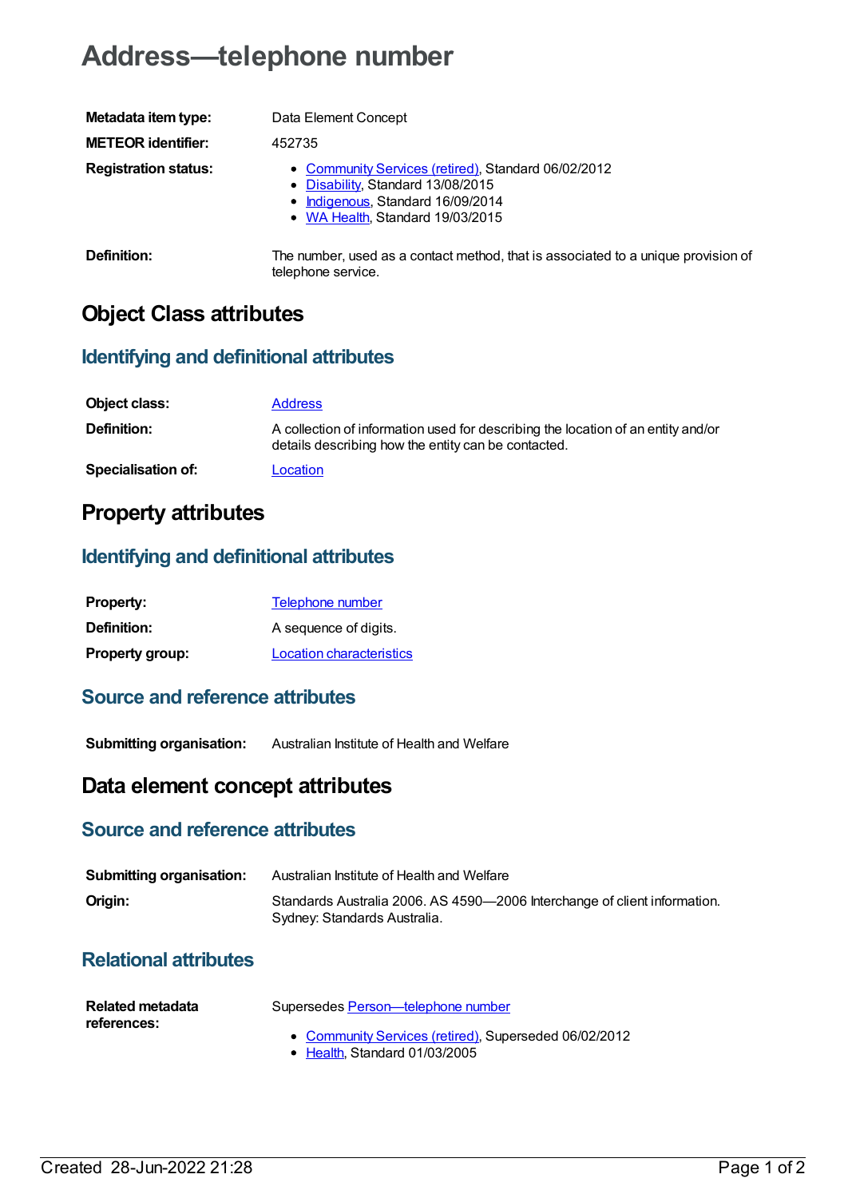# Address—telephone number

| | |
|---|---|
| **Metadata item type:** | Data Element Concept |
| **METEOR identifier:** | 452735 |
| **Registration status:** | • Community Services (retired), Standard 06/02/2012<br>• Disability, Standard 13/08/2015<br>• Indigenous, Standard 16/09/2014<br>• WA Health, Standard 19/03/2015 |
| **Definition:** | The number, used as a contact method, that is associated to a unique provision of telephone service. |

## Object Class attributes

### Identifying and definitional attributes

| | |
|---|---|
| **Object class:** | Address |
| **Definition:** | A collection of information used for describing the location of an entity and/or details describing how the entity can be contacted. |
| **Specialisation of:** | Location |

## Property attributes

### Identifying and definitional attributes

| | |
|---|---|
| **Property:** | Telephone number |
| **Definition:** | A sequence of digits. |
| **Property group:** | Location characteristics |

### Source and reference attributes

| | |
|---|---|
| **Submitting organisation:** | Australian Institute of Health and Welfare |

## Data element concept attributes

### Source and reference attributes

| | |
|---|---|
| **Submitting organisation:** | Australian Institute of Health and Welfare |
| **Origin:** | Standards Australia 2006. AS 4590—2006 Interchange of client information. Sydney: Standards Australia. |

### Relational attributes

| | |
|---|---|
| **Related metadata references:** | Supersedes Person—telephone number<br>• Community Services (retired), Superseded 06/02/2012<br>• Health, Standard 01/03/2005 |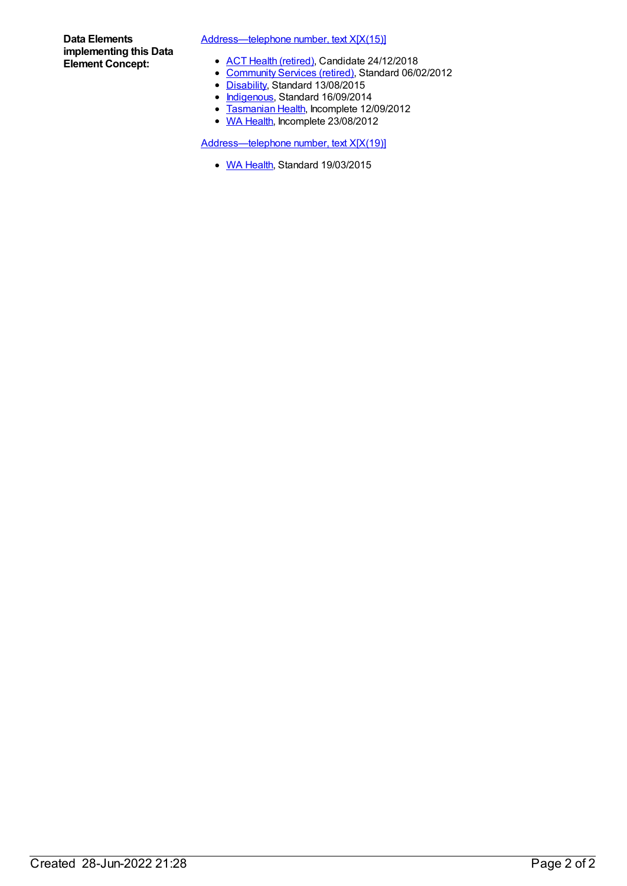**Data Elements implementing this Data Element Concept:**

Address—telephone number, text X[X(15)]

- ACT Health (retired), Candidate 24/12/2018
- Community Services (retired), Standard 06/02/2012
- Disability, Standard 13/08/2015
- Indigenous, Standard 16/09/2014
- Tasmanian Health, Incomplete 12/09/2012
- WA Health, Incomplete 23/08/2012

Address—telephone number, text X[X(19)]

- WA Health, Standard 19/03/2015